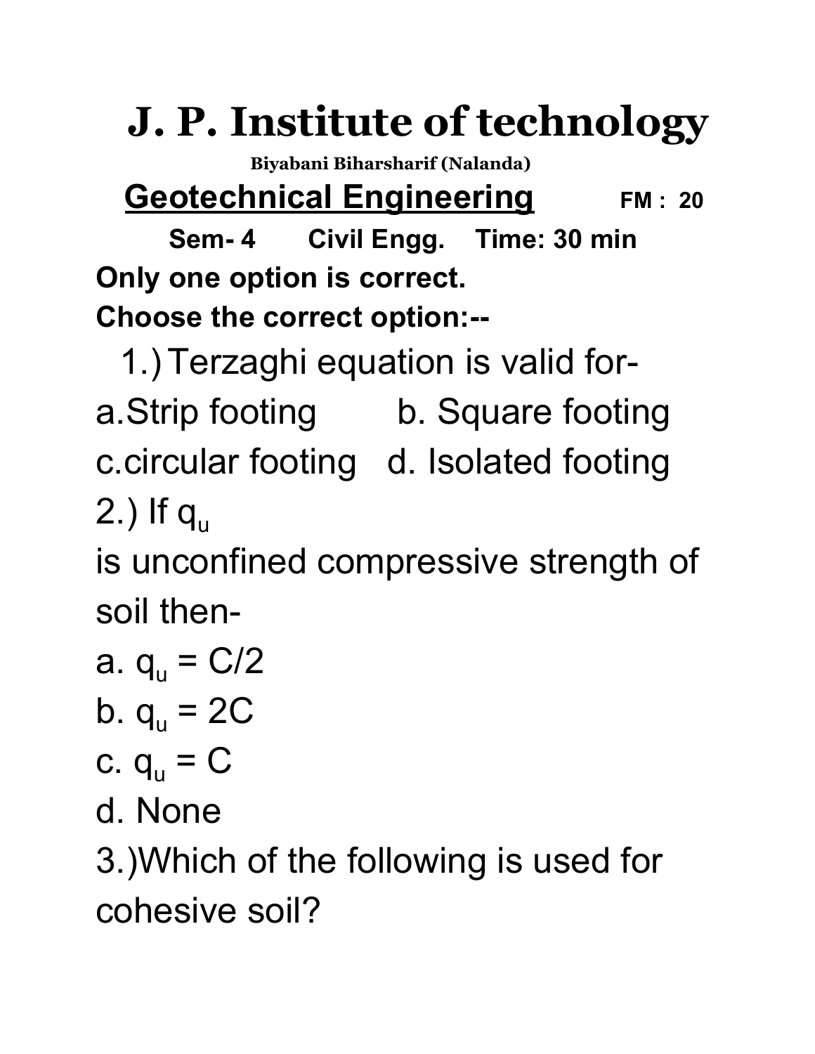# J. P. Institute of technology

**Biyabani Biharsharif (Nalanda)**

## Geotechnical Engineering

**FM : 20**

**Sem- 4 Civil Engg. Time: 30 min**

**Only one option is correct.**

**Choose the correct option:--**

1.) Terzaghi equation is valid for-

a. Strip footing b. Square footing

c. circular footing d. Isolated footing

2.) If $q_u$ is unconfined compressive strength of soil then-

a. $q_u = C/2$

b. $q_u = 2C$

c. $q_u = C$

d. None

3.) Which of the following is used for cohesive soil?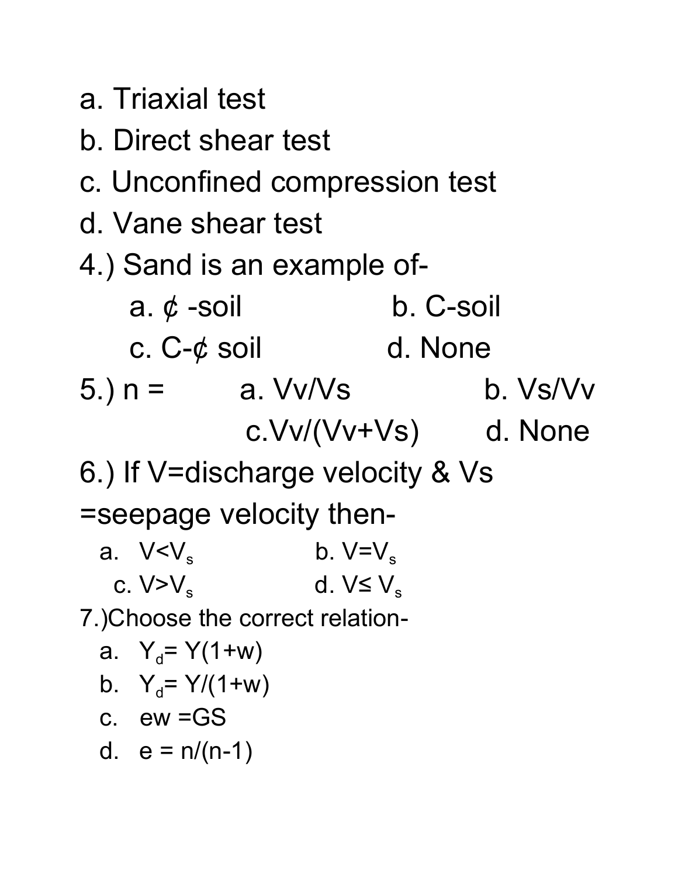a. Triaxial test

b. Direct shear test

c. Unconfined compression test

d. Vane shear test

4.) Sand is an example of-

a. ¢ -soil    b. C-soil

c. C-¢ soil    d. None

5.) n =    a. Vv/Vs    b. Vs/Vv

c. Vv/(Vv+Vs)    d. None

6.) If V=discharge velocity & Vs =seepage velocity then-

a. $V<V_s$    b. $V=V_s$

c. $V>V_s$    d. $V \leq V_s$

7.) Choose the correct relation-

a. $Y_d= Y(1+w)$

b. $Y_d= Y/(1+w)$

c. ew =GS

d. e = n/(n-1)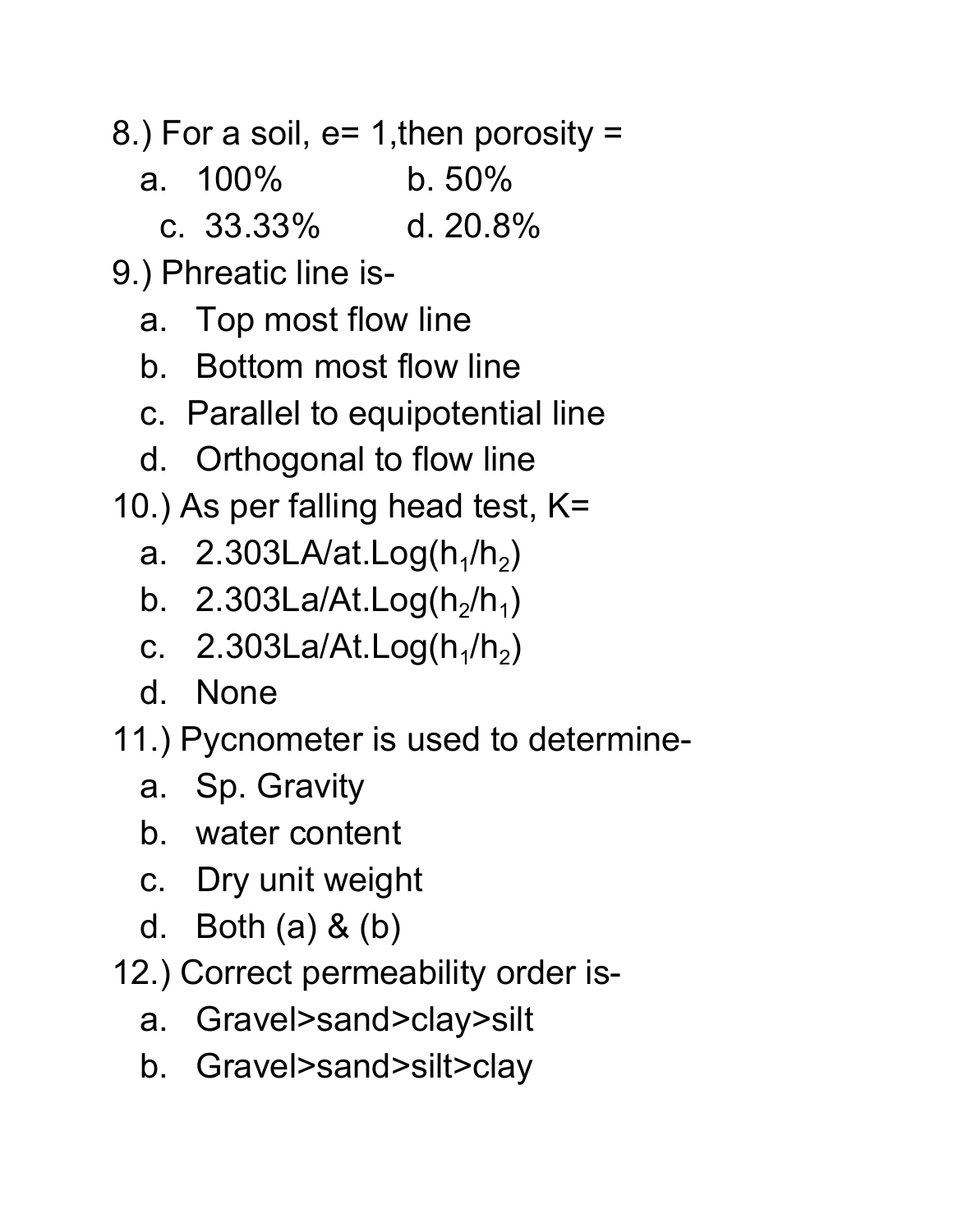8.) For a soil, e= 1,then porosity =

a. 100%
b. 50%
c. 33.33%
d. 20.8%

9.) Phreatic line is-

a. Top most flow line
b. Bottom most flow line
c. Parallel to equipotential line
d. Orthogonal to flow line

10.) As per falling head test, K=

a. 2.303LA/at.Log($h_1$/$h_2$)
b. 2.303La/At.Log($h_2$/$h_1$)
c. 2.303La/At.Log($h_1$/$h_2$)
d. None

11.) Pycnometer is used to determine-

a. Sp. Gravity
b. water content
c. Dry unit weight
d. Both (a) & (b)

12.) Correct permeability order is-

a. Gravel>sand>clay>silt
b. Gravel>sand>silt>clay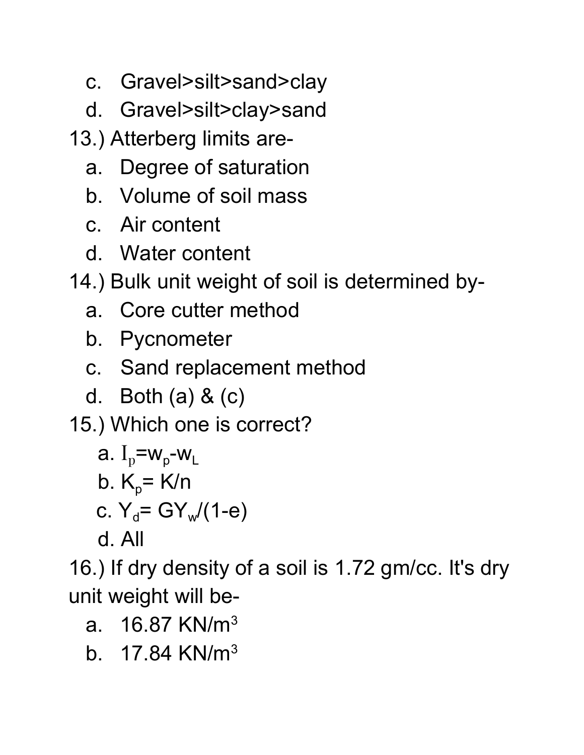c. Gravel>silt>sand>clay
d. Gravel>silt>clay>sand

13.) Atterberg limits are-

a. Degree of saturation
b. Volume of soil mass
c. Air content
d. Water content

14.) Bulk unit weight of soil is determined by-

a. Core cutter method
b. Pycnometer
c. Sand replacement method
d. Both (a) & (c)

15.) Which one is correct?

a. $I_p = w_p - w_L$
b. $K_p = K/n$
c. $Y_d = GY_w/(1-e)$
d. All

16.) If dry density of a soil is 1.72 gm/cc. It's dry unit weight will be-

a. 16.87 $KN/m^3$
b. 17.84 $KN/m^3$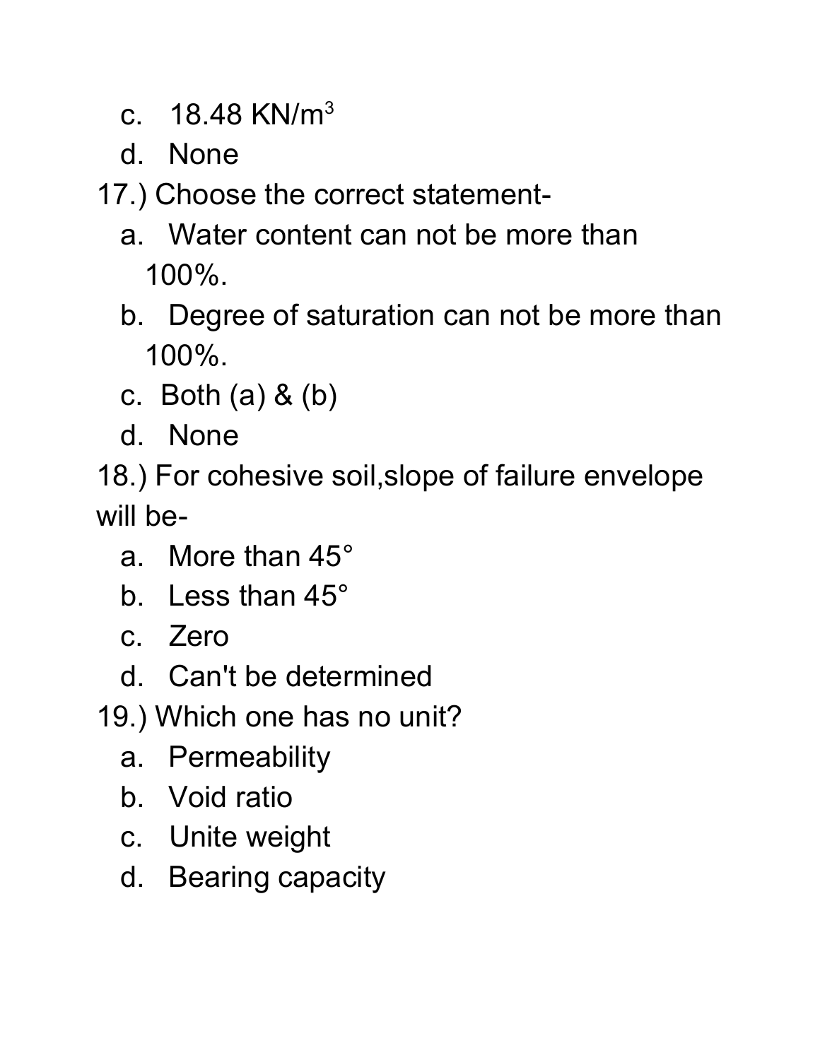c. 18.48 $KN/m^3$

d. None

17.) Choose the correct statement-

a. Water content can not be more than 100%.
b. Degree of saturation can not be more than 100%.
c. Both (a) & (b)
d. None

18.) For cohesive soil,slope of failure envelope will be-

a. More than 45°
b. Less than 45°
c. Zero
d. Can't be determined

19.) Which one has no unit?

a. Permeability
b. Void ratio
c. Unite weight
d. Bearing capacity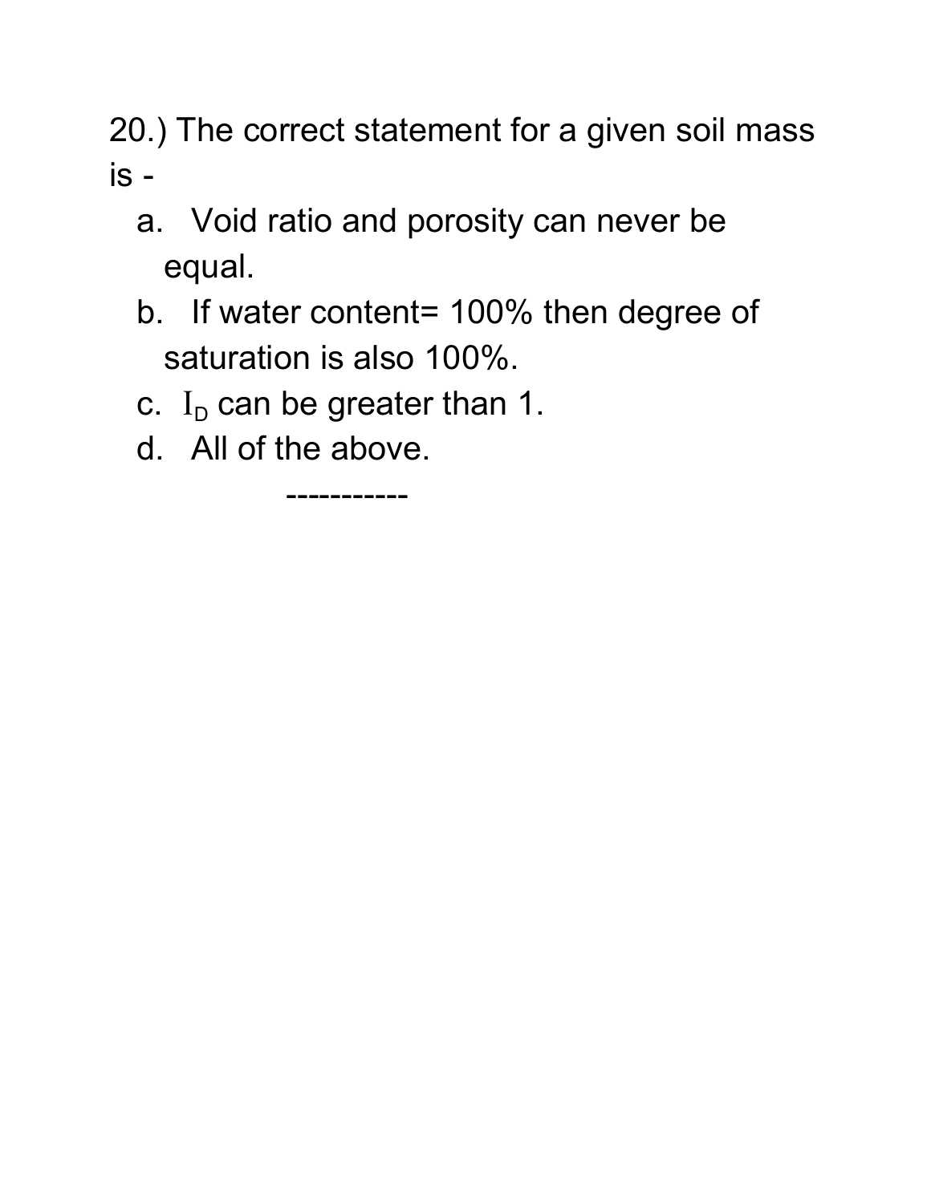20.) The correct statement for a given soil mass is -

a. Void ratio and porosity can never be equal.
b. If water content= 100% then degree of saturation is also 100%.
c. $I_D$ can be greater than 1.
d. All of the above.

-----------